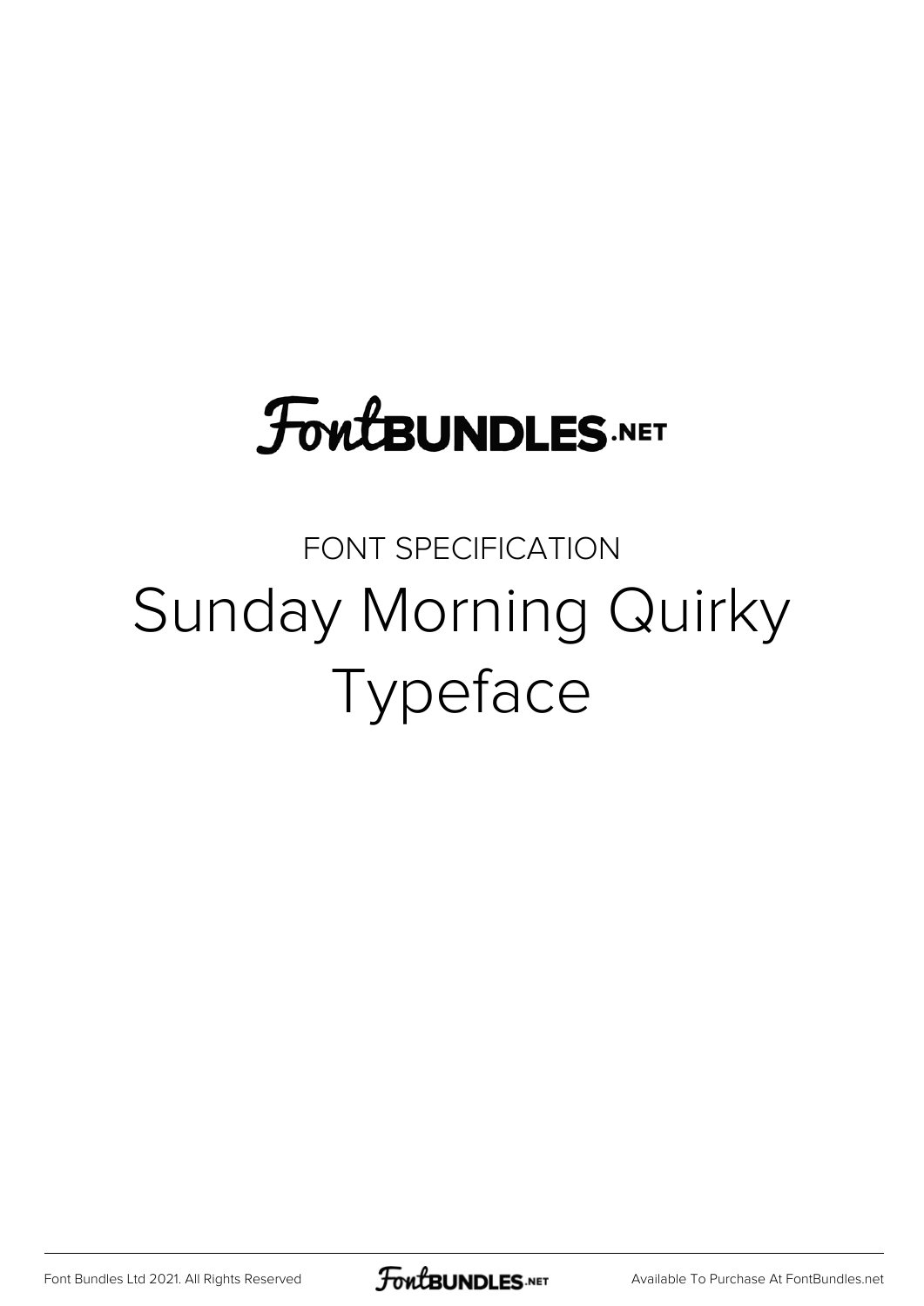FontBUNDLES.NET

FONT SPECIFICATION

# Sunday Morning Quirky Typeface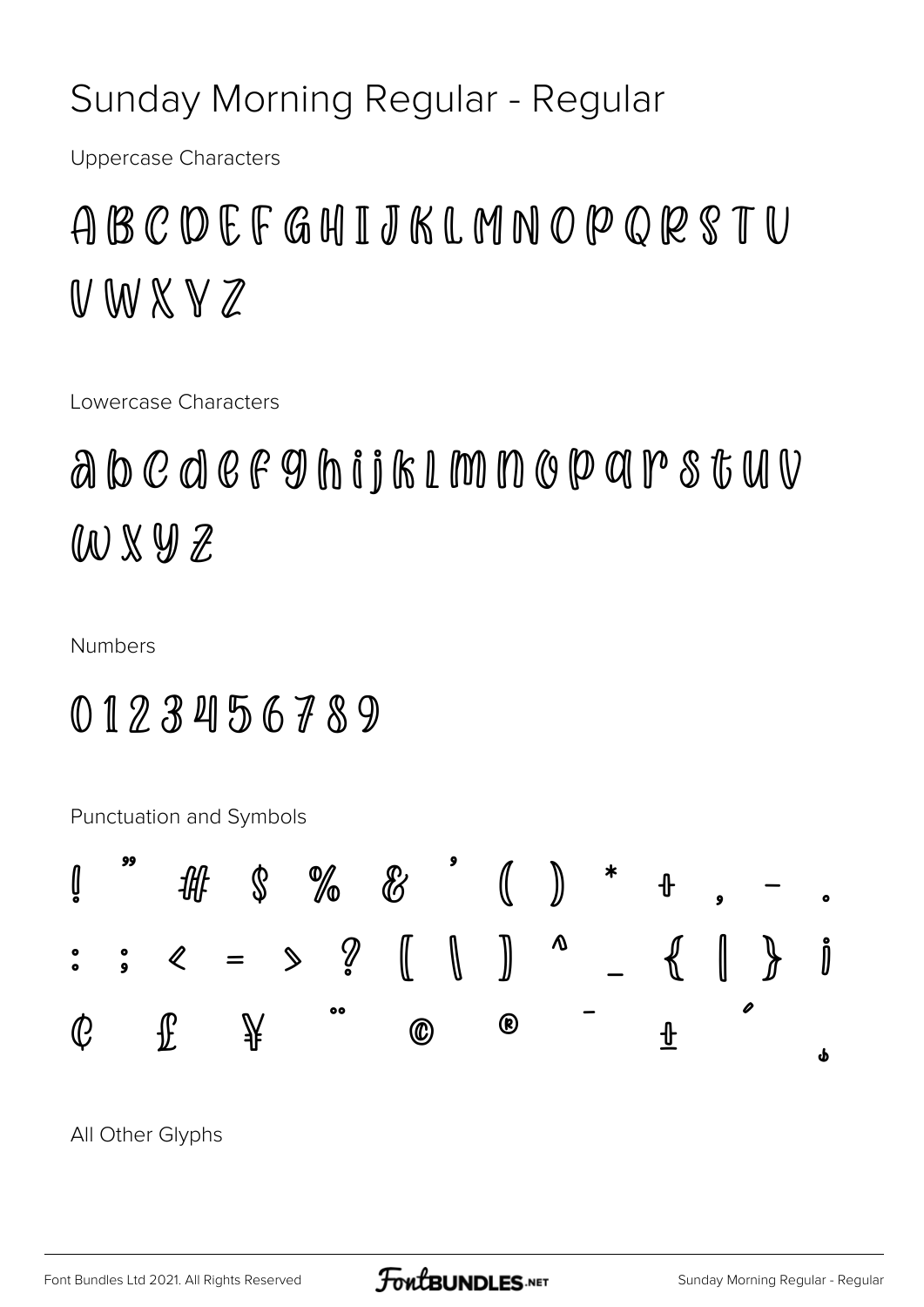# Sunday Morning Regular - Regular

Uppercase Characters

A B C D E F G H I J K L M N O P Q R S T U V W X Y Z

Lowercase Characters

a b c d e f g h i j k l m n o p q r s t u v w x y z

Numbers

0 1 2 3 4 5 6 7 8 9

Punctuation and Symbols

! " # $ % & ' ( ) * + , - .
: ; < = > ? [ \ ] ^ _ { | } ¡
¢ £ ¥ ¨ © ® ¯ ± ´ ¸

All Other Glyphs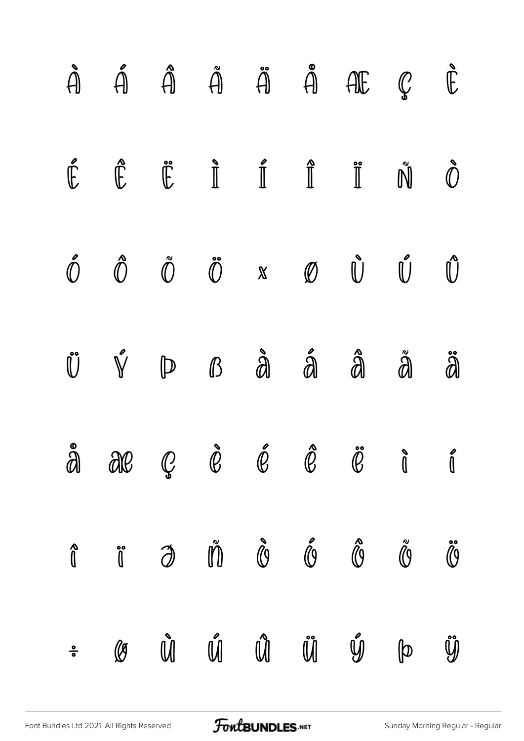À Á Â Ã Ä Å Æ Ç È

É Ê Ë Ì Í Î Ï Ñ Ò

Ó Ô Õ Ö × Ø Ù Ú Û

Ü Ý Þ ß à á â ã ä

å æ ç è é ê ë ì í

î ï ð ñ ò ó ô õ ö

÷ ø ù ú û ü ý þ ÿ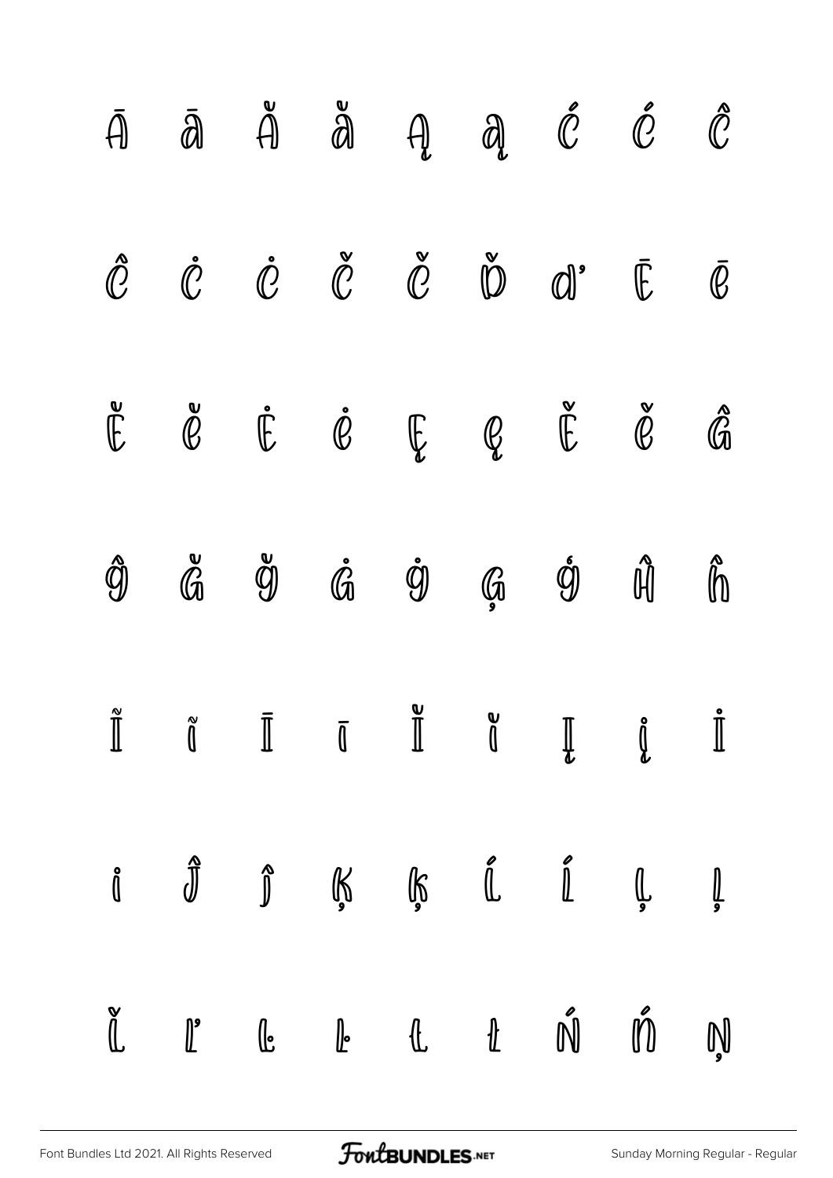Ā ā Ă ă Ą ą Ć ć Ĉ

ĉ Ċ ċ Č č Ď ď Ē ē

Ĕ ĕ Ė ė Ę ę Ě ě Ĝ

ĝ Ğ ğ Ġ ġ Ģ ģ Ĥ ĥ

Ĩ ĩ Ī ī Ĭ ĭ Į į İ

ı Ĵ ĵ Ķ ķ Ĺ ĺ Ļ ļ

Ľ ľ Ŀ ŀ Ł ł Ń ń Ņ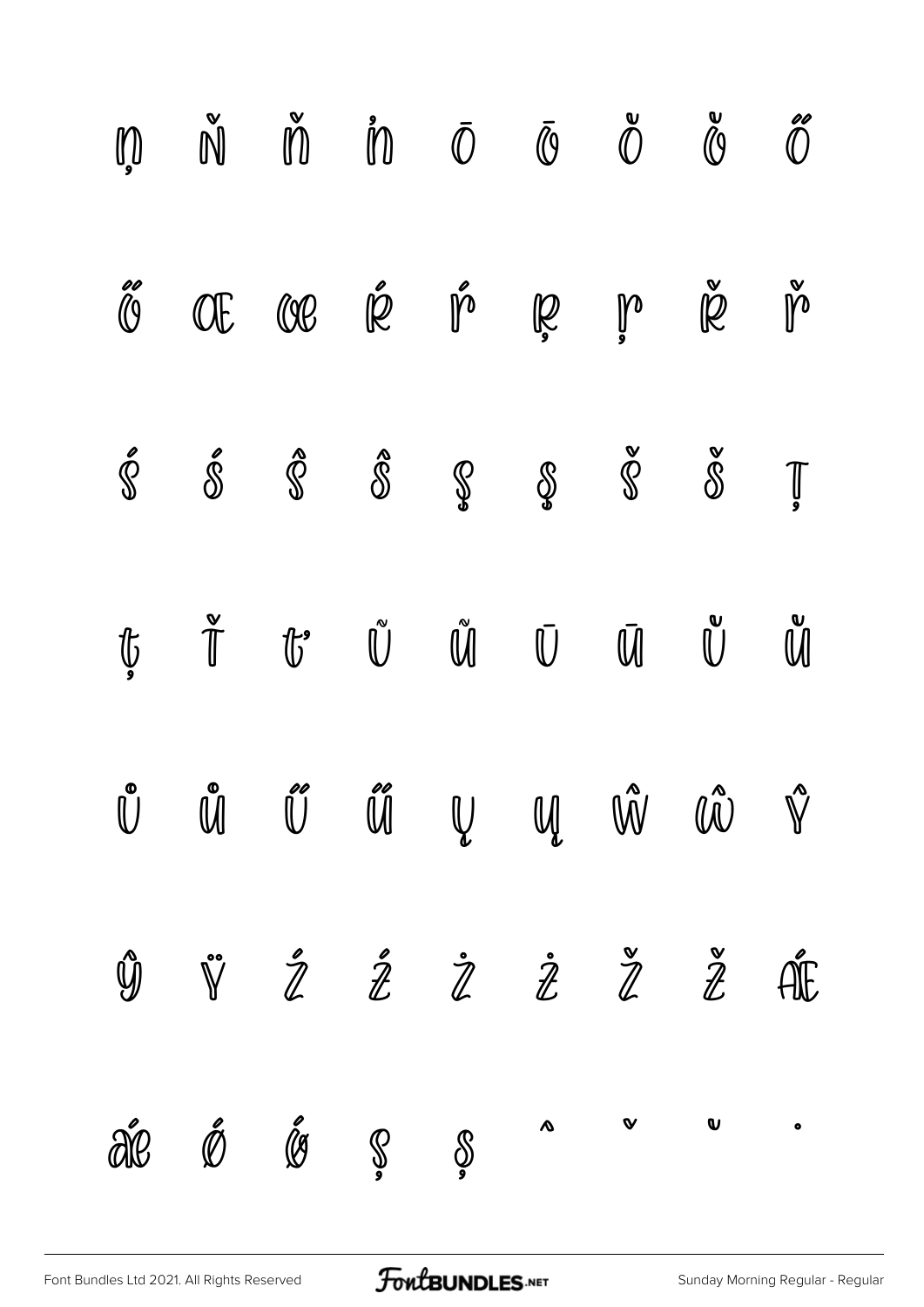ņ Ň ň ŉ Ō ō Ŏ ŏ Ő

ő Œ œ Ŕ ŕ Ŗ ŗ Ř ř

Ś ś Ŝ ŝ Ş ş Š š Ţ

ţ Ť ť Ũ ũ Ū ū Ŭ ŭ

Ů ů Ű ű Ų ų Ŵ ŵ Ŷ

ŷ Ÿ Ź ź Ż ż Ž ž Ǽ

ǽ Ǿ ǿ Ș ș ˆ ˇ ˘ ˙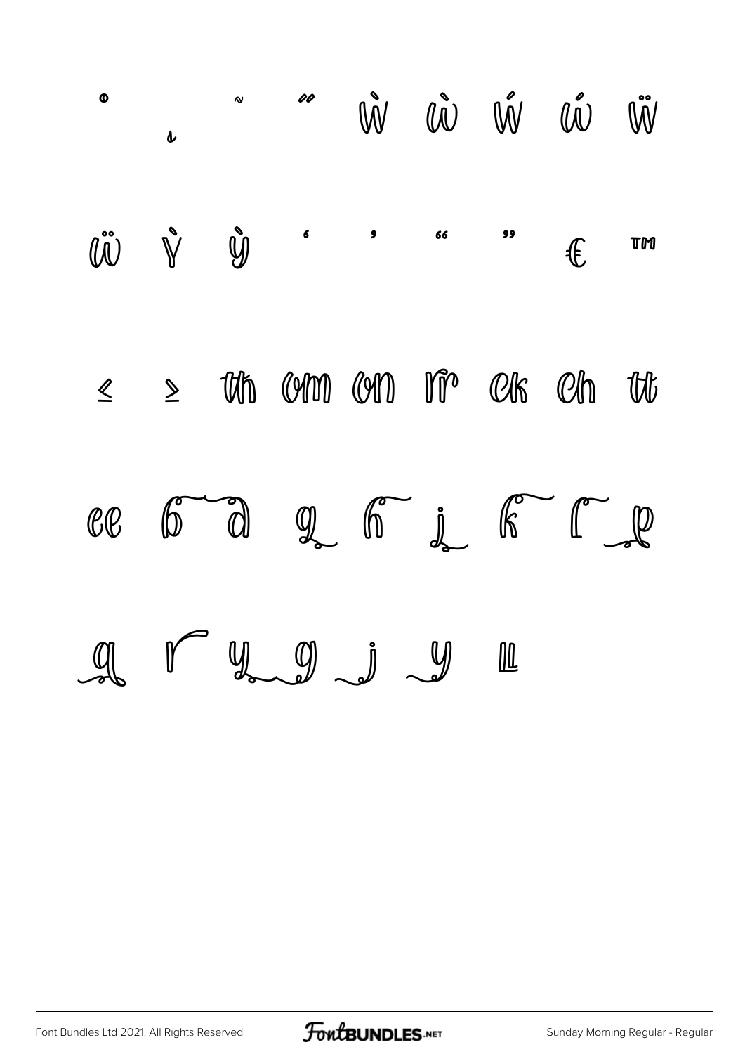˚ ¸ ˜ ˝ Ẁ ẁ Ẃ ẃ Ẅ

ẅ Ỳ ỳ ' ' " " € ™

≤ ≥ th om on rr ck ch tt

ee b d g h j k r p

q r y g j y ll